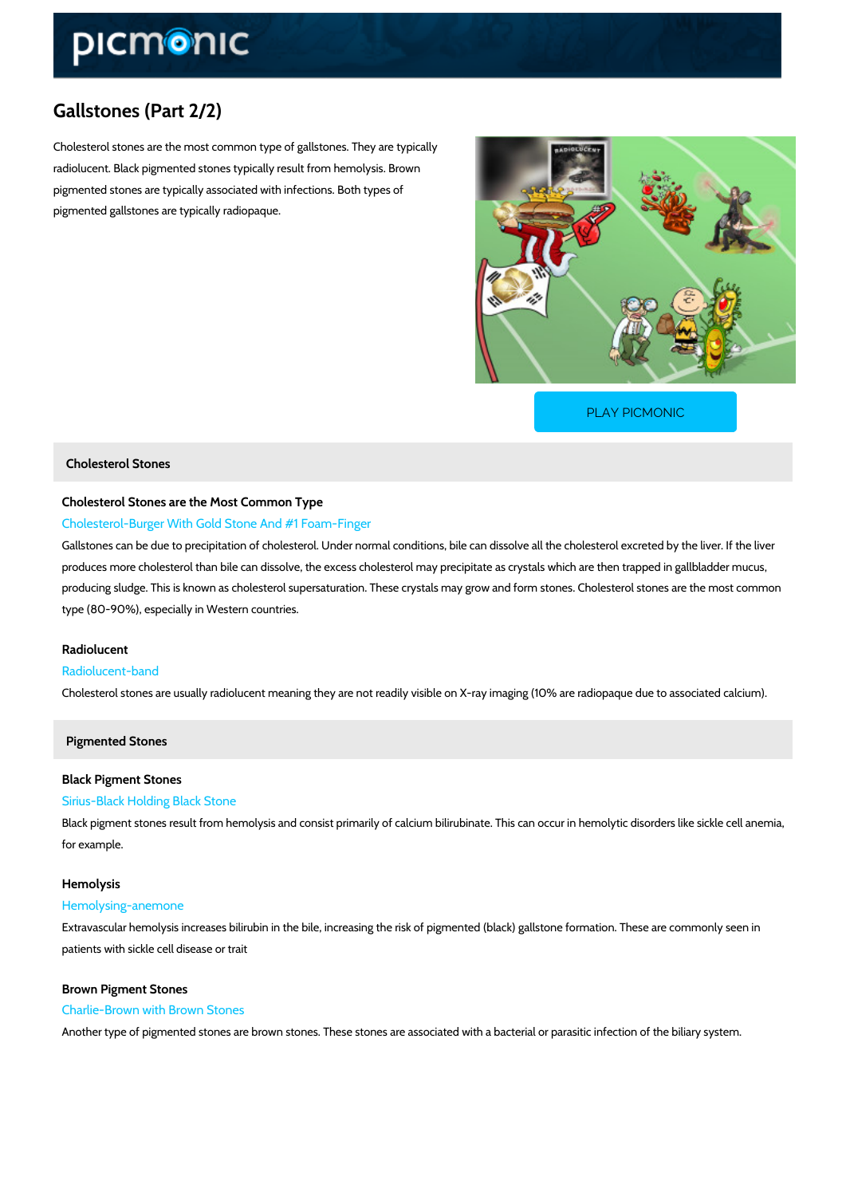# Gallstones (Part 2/2)

Cholesterol stones are the most common type of gallstones. They are typically radiolucent. Black pigmented stones typically result from hemolysis. Brown pigmented stones are typically associated with infections. Both types of pigmented gallstones are typically radiopaque.

PLAY PICMONIC

## Cholesterol Stones

### Cholesterol Stones are the Most Common Type

Cholesterol-Burger With Gold Stone And #1 Foam-Finger

Gallstones can be due to precipitation of cholesterol. Under normal conditions, bile can dissolve all the cholesterol excreted by the liver. If the liver produces more cholesterol than bile can dissolve, the excess cholesterol may precipitate as crystals which are then trapped in gallbladder mucus, producing sludge. This is known as cholesterol supersaturation. These crystals may grow and form stones. Cholesterol stones are the most common type (80-90%), especially in Western countries.

### Radiolucent

Radiolucent-band

Cholesterol stones are usually radiolucent meaning they are not readily visible on X-ray imaging (10% are radiopaque due to associated calcium).

## Pigmented Stones

### Black Pigment Stones

Sirius-Black Holding Black Stone

Black pigment stones result from hemolysis and consist primarily of calcium bilirubinate. This can occur in hemolytic disorders like sickle cell anemia, for example.

### Hemolysis

Hemolysing-anemone

Extravascular hemolysis increases bilirubin in the bile, increasing the risk of pigmented (black) gallstone formation. These are commonly seen in patients with sickle cell disease or trait

### Brown Pigment Stones

Charlie-Brown with Brown Stones

Another type of pigmented stones are brown stones. These stones are associated with a bacterial or parasitic infection of the biliary system.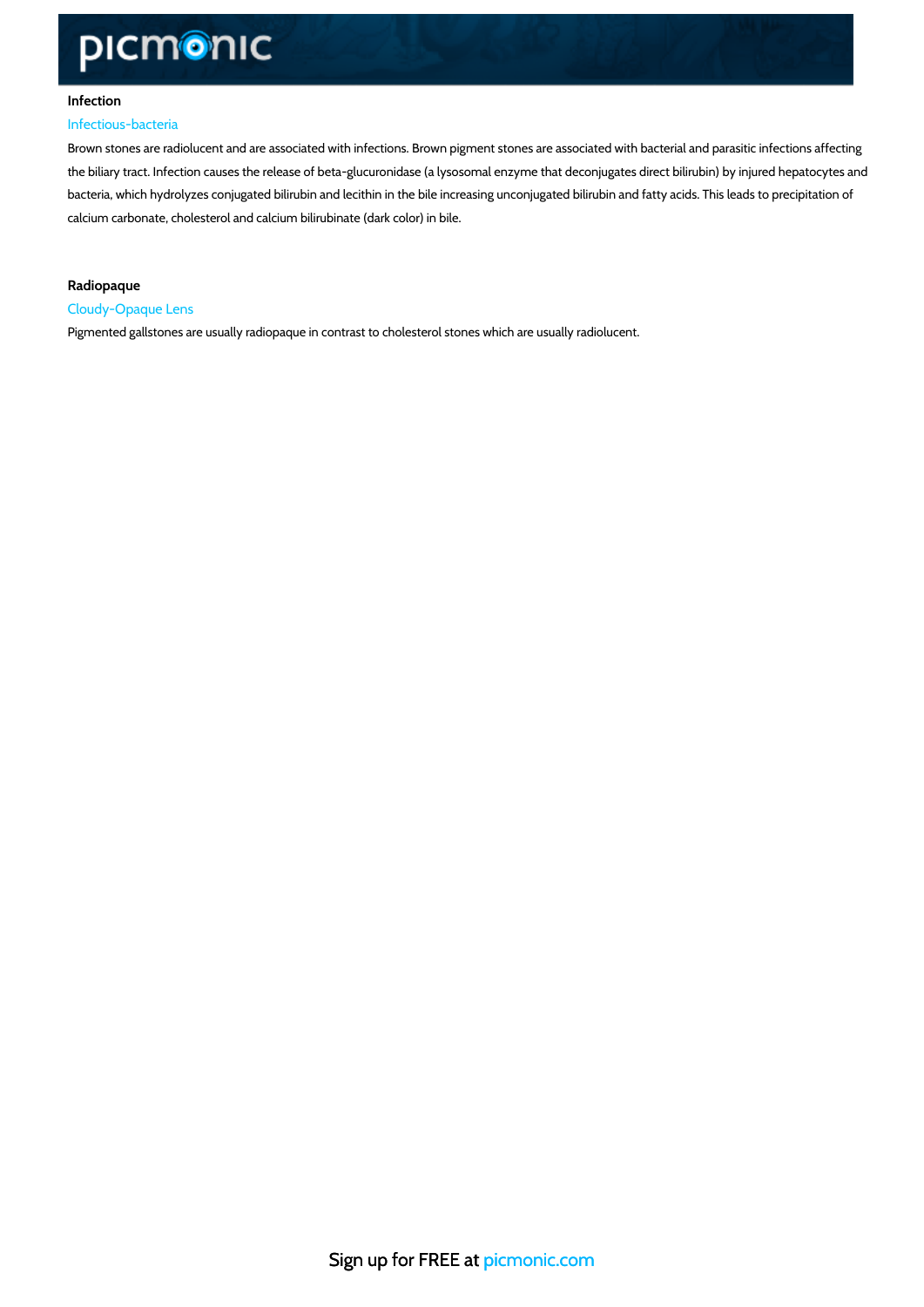**Infection**

Infectious-bacteria

Brown stones are radiolucent and are associated with infections. Brown pigment stones are associated with bacterial and parasitic infections affecting the biliary tract. Infection causes the release of beta-glucuronidase (a lysosomal enzyme that deconjugates direct bilirubin) by injured hepatocytes and bacteria, which hydrolyzes conjugated bilirubin and lecithin in the bile increasing unconjugated bilirubin and fatty acids. This leads to precipitation of calcium carbonate, cholesterol and calcium bilirubinate (dark color) in bile.

**Radiopaque**

Cloudy-Opaque Lens

Pigmented gallstones are usually radiopaque in contrast to cholesterol stones which are usually radiolucent.